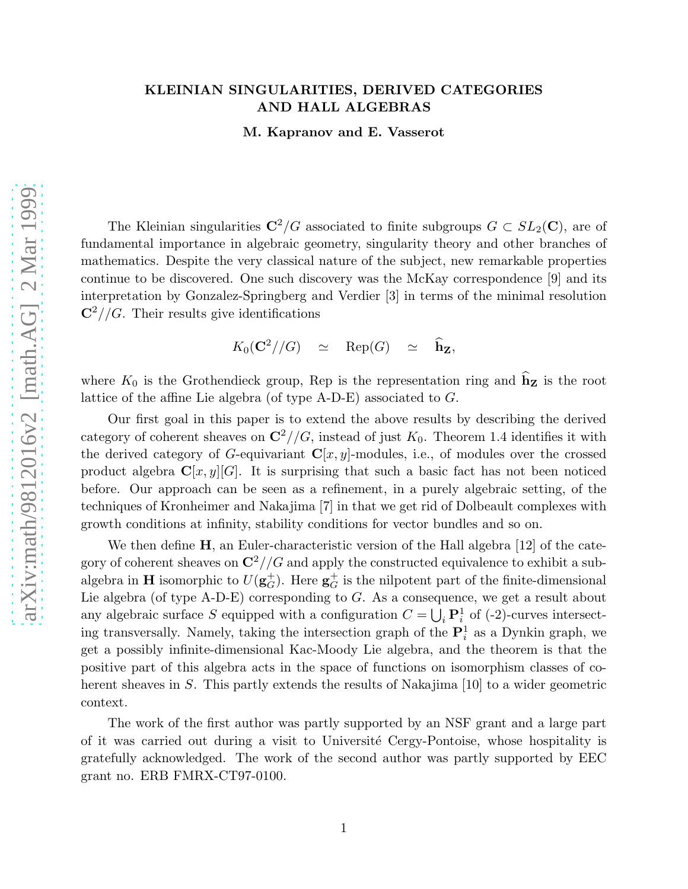# KLEINIAN SINGULARITIES, DERIVED CATEGORIES AND HALL ALGEBRAS

**M. Kapranov and E. Vasserot**

The Kleinian singularities $\mathbf{C}^2/G$ associated to finite subgroups $G \subset SL_2(\mathbf{C})$, are of fundamental importance in algebraic geometry, singularity theory and other branches of mathematics. Despite the very classical nature of the subject, new remarkable properties continue to be discovered. One such discovery was the McKay correspondence [9] and its interpretation by Gonzalez-Springberg and Verdier [3] in terms of the minimal resolution $\mathbf{C}^2//G$. Their results give identifications

$$K_0(\mathbf{C}^2//G) \quad \simeq \quad \mathrm{Rep}(G) \quad \simeq \quad \widehat{\mathbf{h}}_{\mathbf{Z}},$$

where $K_0$ is the Grothendieck group, Rep is the representation ring and $\widehat{\mathbf{h}}_{\mathbf{Z}}$ is the root lattice of the affine Lie algebra (of type A-D-E) associated to $G$.

Our first goal in this paper is to extend the above results by describing the derived category of coherent sheaves on $\mathbf{C}^2//G$, instead of just $K_0$. Theorem 1.4 identifies it with the derived category of $G$-equivariant $\mathbf{C}[x,y]$-modules, i.e., of modules over the crossed product algebra $\mathbf{C}[x,y][G]$. It is surprising that such a basic fact has not been noticed before. Our approach can be seen as a refinement, in a purely algebraic setting, of the techniques of Kronheimer and Nakajima [7] in that we get rid of Dolbeault complexes with growth conditions at infinity, stability conditions for vector bundles and so on.

We then define $\mathbf{H}$, an Euler-characteristic version of the Hall algebra [12] of the category of coherent sheaves on $\mathbf{C}^2//G$ and apply the constructed equivalence to exhibit a subalgebra in $\mathbf{H}$ isomorphic to $U(\mathbf{g}_G^+)$. Here $\mathbf{g}_G^+$ is the nilpotent part of the finite-dimensional Lie algebra (of type A-D-E) corresponding to $G$. As a consequence, we get a result about any algebraic surface $S$ equipped with a configuration $C = \bigcup_i \mathbf{P}^1_i$ of (-2)-curves intersecting transversally. Namely, taking the intersection graph of the $\mathbf{P}^1_i$ as a Dynkin graph, we get a possibly infinite-dimensional Kac-Moody Lie algebra, and the theorem is that the positive part of this algebra acts in the space of functions on isomorphism classes of coherent sheaves in $S$. This partly extends the results of Nakajima [10] to a wider geometric context.

The work of the first author was partly supported by an NSF grant and a large part of it was carried out during a visit to Université Cergy-Pontoise, whose hospitality is gratefully acknowledged. The work of the second author was partly supported by EEC grant no. ERB FMRX-CT97-0100.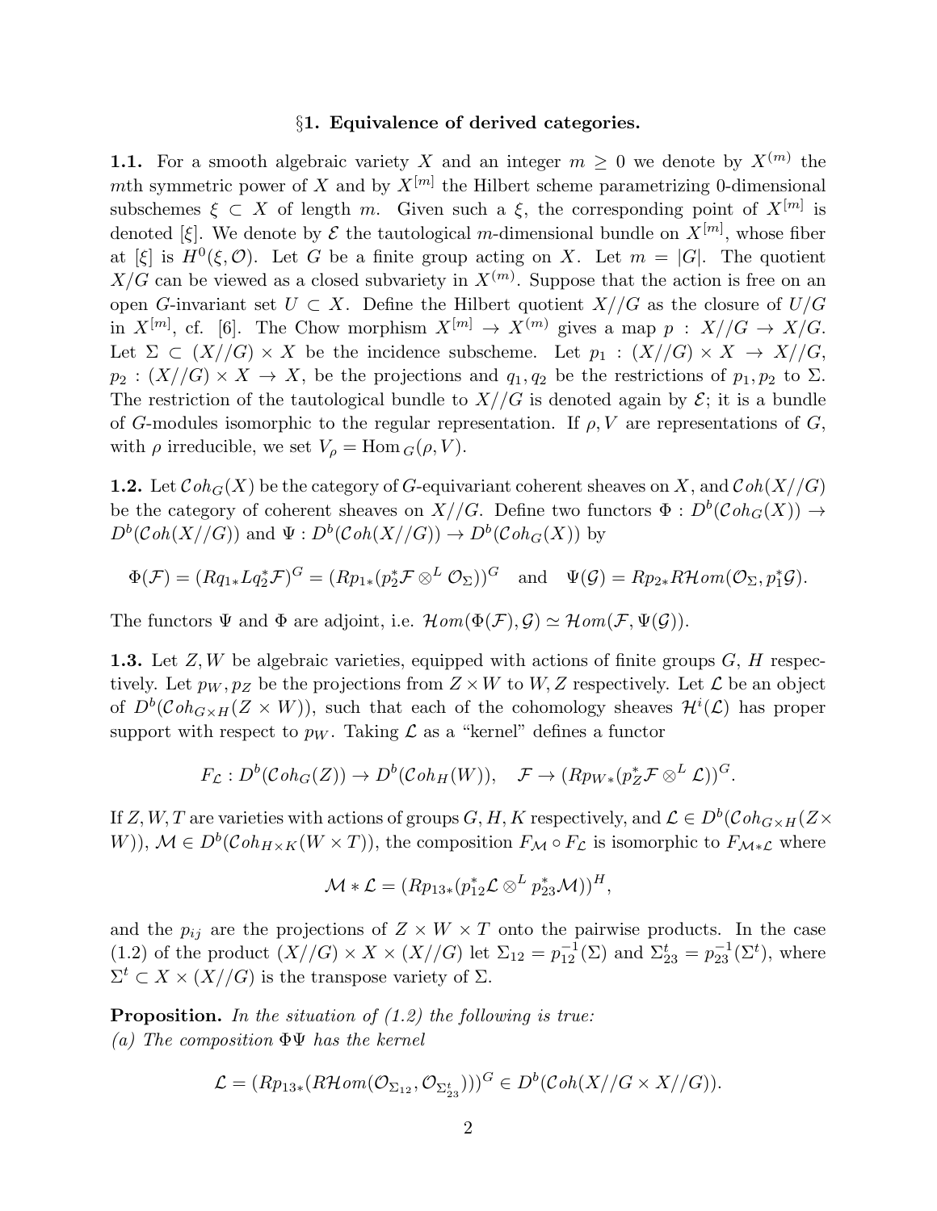## §1. Equivalence of derived categories.

**1.1.** For a smooth algebraic variety $X$ and an integer $m \geq 0$ we denote by $X^{(m)}$ the $m$th symmetric power of $X$ and by $X^{[m]}$ the Hilbert scheme parametrizing 0-dimensional subschemes $\xi \subset X$ of length $m$. Given such a $\xi$, the corresponding point of $X^{[m]}$ is denoted $[\xi]$. We denote by $\mathcal{E}$ the tautological $m$-dimensional bundle on $X^{[m]}$, whose fiber at $[\xi]$ is $H^0(\xi, \mathcal{O})$. Let $G$ be a finite group acting on $X$. Let $m = |G|$. The quotient $X/G$ can be viewed as a closed subvariety in $X^{(m)}$. Suppose that the action is free on an open $G$-invariant set $U \subset X$. Define the Hilbert quotient $X//G$ as the closure of $U/G$ in $X^{[m]}$, cf. [6]. The Chow morphism $X^{[m]} \to X^{(m)}$ gives a map $p : X//G \to X/G$. Let $\Sigma \subset (X//G) \times X$ be the incidence subscheme. Let $p_1 : (X//G) \times X \to X//G$, $p_2 : (X//G) \times X \to X$, be the projections and $q_1, q_2$ be the restrictions of $p_1, p_2$ to $\Sigma$. The restriction of the tautological bundle to $X//G$ is denoted again by $\mathcal{E}$; it is a bundle of $G$-modules isomorphic to the regular representation. If $\rho, V$ are representations of $G$, with $\rho$ irreducible, we set $V_\rho = \mathrm{Hom}_G(\rho, V)$.

**1.2.** Let $\mathcal{C}oh_G(X)$ be the category of $G$-equivariant coherent sheaves on $X$, and $\mathcal{C}oh(X//G)$ be the category of coherent sheaves on $X//G$. Define two functors $\Phi : D^b(\mathcal{C}oh_G(X)) \to D^b(\mathcal{C}oh(X//G))$ and $\Psi : D^b(\mathcal{C}oh(X//G)) \to D^b(\mathcal{C}oh_G(X))$ by

$$\Phi(\mathcal{F}) = (Rq_{1*}Lq_2^*\mathcal{F})^G = (Rp_{1*}(p_2^*\mathcal{F} \otimes^L \mathcal{O}_\Sigma))^G \quad \text{and} \quad \Psi(\mathcal{G}) = Rp_{2*}R\mathcal{H}om(\mathcal{O}_\Sigma, p_1^*\mathcal{G}).$$

The functors $\Psi$ and $\Phi$ are adjoint, i.e. $\mathcal{H}om(\Phi(\mathcal{F}), \mathcal{G}) \simeq \mathcal{H}om(\mathcal{F}, \Psi(\mathcal{G}))$.

**1.3.** Let $Z, W$ be algebraic varieties, equipped with actions of finite groups $G$, $H$ respectively. Let $p_W, p_Z$ be the projections from $Z \times W$ to $W, Z$ respectively. Let $\mathcal{L}$ be an object of $D^b(\mathcal{C}oh_{G\times H}(Z \times W))$, such that each of the cohomology sheaves $\mathcal{H}^i(\mathcal{L})$ has proper support with respect to $p_W$. Taking $\mathcal{L}$ as a "kernel" defines a functor

$$F_\mathcal{L} : D^b(\mathcal{C}oh_G(Z)) \to D^b(\mathcal{C}oh_H(W)), \quad \mathcal{F} \to (Rp_{W*}(p_Z^*\mathcal{F} \otimes^L \mathcal{L}))^G.$$

If $Z, W, T$ are varieties with actions of groups $G, H, K$ respectively, and $\mathcal{L} \in D^b(\mathcal{C}oh_{G\times H}(Z \times W))$, $\mathcal{M} \in D^b(\mathcal{C}oh_{H\times K}(W \times T))$, the composition $F_\mathcal{M} \circ F_\mathcal{L}$ is isomorphic to $F_{\mathcal{M}*\mathcal{L}}$ where

$$\mathcal{M} * \mathcal{L} = (Rp_{13*}(p_{12}^*\mathcal{L} \otimes^L p_{23}^*\mathcal{M}))^H,$$

and the $p_{ij}$ are the projections of $Z \times W \times T$ onto the pairwise products. In the case (1.2) of the product $(X//G) \times X \times (X//G)$ let $\Sigma_{12} = p_{12}^{-1}(\Sigma)$ and $\Sigma_{23}^t = p_{23}^{-1}(\Sigma^t)$, where $\Sigma^t \subset X \times (X//G)$ is the transpose variety of $\Sigma$.

**Proposition.** *In the situation of (1.2) the following is true:*
*(a) The composition $\Phi\Psi$ has the kernel*

$$\mathcal{L} = (Rp_{13*}(R\mathcal{H}om(\mathcal{O}_{\Sigma_{12}}, \mathcal{O}_{\Sigma_{23}^t})))^G \in D^b(\mathcal{C}oh(X//G \times X//G)).$$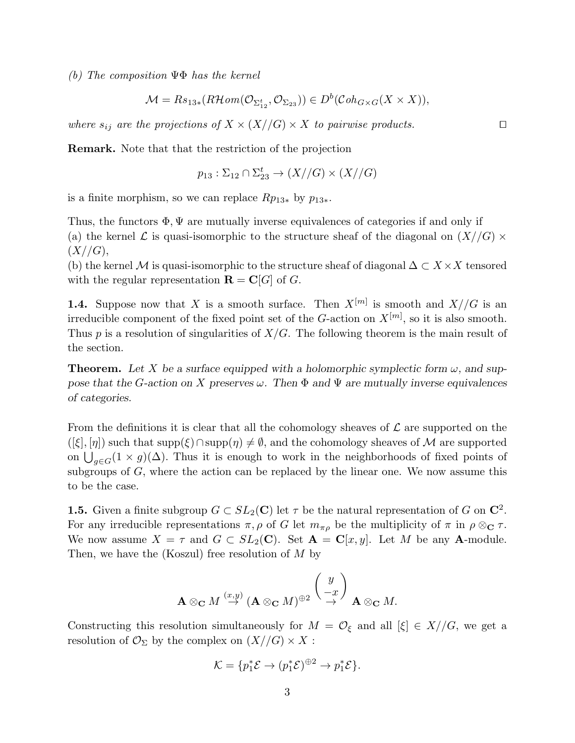*(b) The composition $\Psi\Phi$ has the kernel*

$$\mathcal{M} = Rs_{13*}(R\mathcal{H}om(\mathcal{O}_{\Sigma_{12}^t}, \mathcal{O}_{\Sigma_{23}})) \in D^b(\mathcal{C}oh_{G\times G}(X \times X)),$$

*where $s_{ij}$ are the projections of $X \times (X//G) \times X$ to pairwise products.* $\square$

**Remark.** Note that that the restriction of the projection

$$p_{13} : \Sigma_{12} \cap \Sigma_{23}^t \to (X//G) \times (X//G)$$

is a finite morphism, so we can replace $Rp_{13*}$ by $p_{13*}$.

Thus, the functors $\Phi, \Psi$ are mutually inverse equivalences of categories if and only if
(a) the kernel $\mathcal{L}$ is quasi-isomorphic to the structure sheaf of the diagonal on $(X//G) \times (X//G)$,
(b) the kernel $\mathcal{M}$ is quasi-isomorphic to the structure sheaf of diagonal $\Delta \subset X \times X$ tensored with the regular representation $\mathbf{R} = \mathbf{C}[G]$ of $G$.

**1.4.** Suppose now that $X$ is a smooth surface. Then $X^{[m]}$ is smooth and $X//G$ is an irreducible component of the fixed point set of the $G$-action on $X^{[m]}$, so it is also smooth. Thus $p$ is a resolution of singularities of $X/G$. The following theorem is the main result of the section.

**Theorem.** *Let $X$ be a surface equipped with a holomorphic symplectic form $\omega$, and suppose that the $G$-action on $X$ preserves $\omega$. Then $\Phi$ and $\Psi$ are mutually inverse equivalences of categories.*

From the definitions it is clear that all the cohomology sheaves of $\mathcal{L}$ are supported on the $([\xi], [\eta])$ such that $\mathrm{supp}(\xi) \cap \mathrm{supp}(\eta) \neq \emptyset$, and the cohomology sheaves of $\mathcal{M}$ are supported on $\bigcup_{g\in G}(1 \times g)(\Delta)$. Thus it is enough to work in the neighborhoods of fixed points of subgroups of $G$, where the action can be replaced by the linear one. We now assume this to be the case.

**1.5.** Given a finite subgroup $G \subset SL_2(\mathbf{C})$ let $\tau$ be the natural representation of $G$ on $\mathbf{C}^2$. For any irreducible representations $\pi, \rho$ of $G$ let $m_{\pi\rho}$ be the multiplicity of $\pi$ in $\rho \otimes_{\mathbf{C}} \tau$. We now assume $X = \tau$ and $G \subset SL_2(\mathbf{C})$. Set $\mathbf{A} = \mathbf{C}[x, y]$. Let $M$ be any $\mathbf{A}$-module. Then, we have the (Koszul) free resolution of $M$ by

$$\mathbf{A} \otimes_{\mathbf{C}} M \overset{(x,y)}{\to} (\mathbf{A} \otimes_{\mathbf{C}} M)^{\oplus 2} \overset{\begin{pmatrix} y \\ -x \end{pmatrix}}{\to} \mathbf{A} \otimes_{\mathbf{C}} M.$$

Constructing this resolution simultaneously for $M = \mathcal{O}_\xi$ and all $[\xi] \in X//G$, we get a resolution of $\mathcal{O}_\Sigma$ by the complex on $(X//G) \times X$ :

$$\mathcal{K} = \{p_1^*\mathcal{E} \to (p_1^*\mathcal{E})^{\oplus 2} \to p_1^*\mathcal{E}\}.$$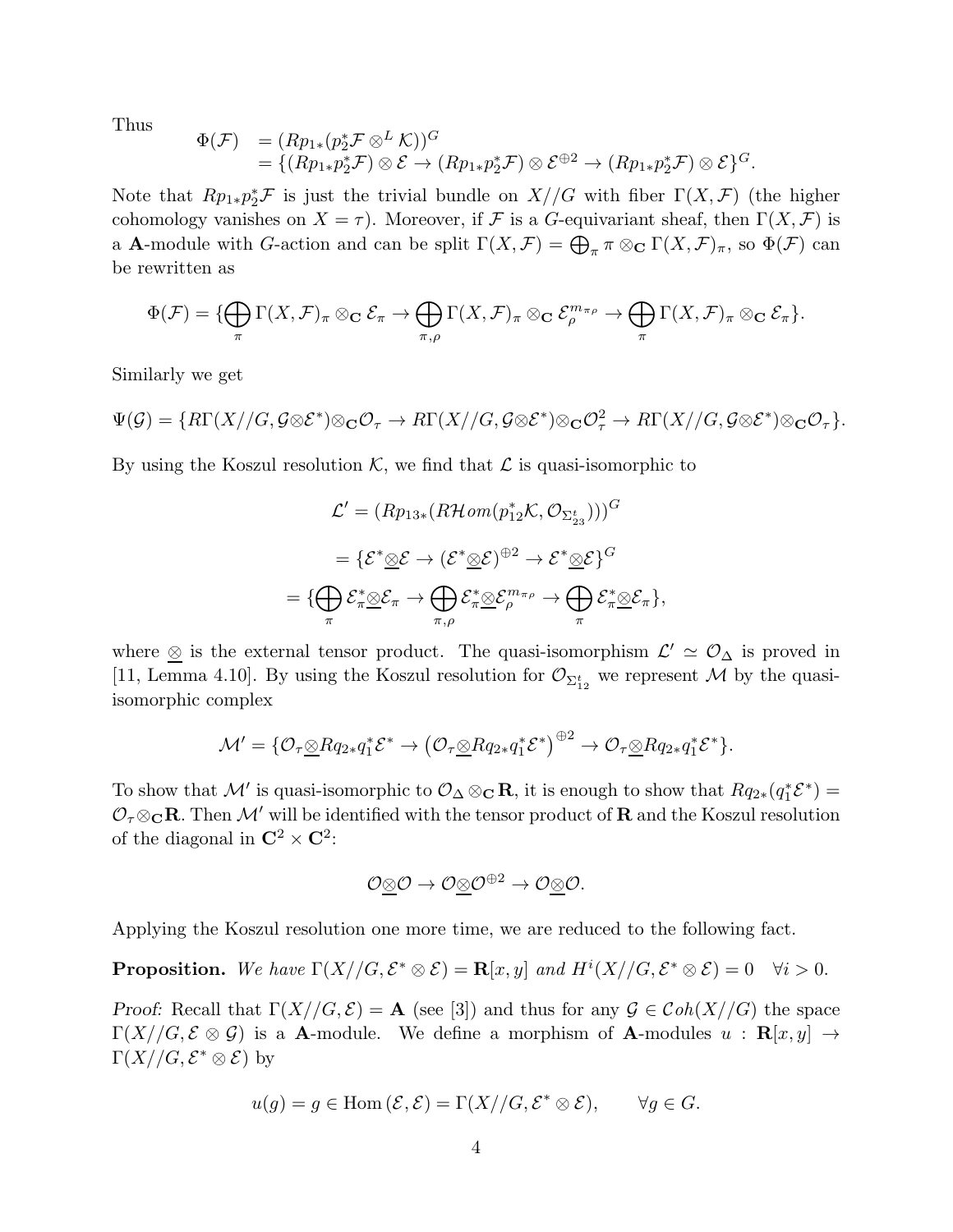Thus

$$\begin{aligned}\Phi(\mathcal{F}) &= (Rp_{1*}(p_2^*\mathcal{F} \otimes^L \mathcal{K}))^G \\ &= \{(Rp_{1*}p_2^*\mathcal{F}) \otimes \mathcal{E} \to (Rp_{1*}p_2^*\mathcal{F}) \otimes \mathcal{E}^{\oplus 2} \to (Rp_{1*}p_2^*\mathcal{F}) \otimes \mathcal{E}\}^G.\end{aligned}$$

Note that $Rp_{1*}p_2^*\mathcal{F}$ is just the trivial bundle on $X//G$ with fiber $\Gamma(X,\mathcal{F})$ (the higher cohomology vanishes on $X = \tau$). Moreover, if $\mathcal{F}$ is a $G$-equivariant sheaf, then $\Gamma(X,\mathcal{F})$ is a $\mathbf{A}$-module with $G$-action and can be split $\Gamma(X,\mathcal{F}) = \bigoplus_\pi \pi \otimes_{\mathbf{C}} \Gamma(X,\mathcal{F})_\pi$, so $\Phi(\mathcal{F})$ can be rewritten as

$$\Phi(\mathcal{F}) = \{\bigoplus_\pi \Gamma(X,\mathcal{F})_\pi \otimes_{\mathbf{C}} \mathcal{E}_\pi \to \bigoplus_{\pi,\rho} \Gamma(X,\mathcal{F})_\pi \otimes_{\mathbf{C}} \mathcal{E}_\rho^{m_{\pi\rho}} \to \bigoplus_\pi \Gamma(X,\mathcal{F})_\pi \otimes_{\mathbf{C}} \mathcal{E}_\pi\}.$$

Similarly we get

$$\Psi(\mathcal{G}) = \{R\Gamma(X//G, \mathcal{G}\otimes\mathcal{E}^*)\otimes_{\mathbf{C}}\mathcal{O}_\tau \to R\Gamma(X//G, \mathcal{G}\otimes\mathcal{E}^*)\otimes_{\mathbf{C}}\mathcal{O}_\tau^2 \to R\Gamma(X//G, \mathcal{G}\otimes\mathcal{E}^*)\otimes_{\mathbf{C}}\mathcal{O}_\tau\}.$$

By using the Koszul resolution $\mathcal{K}$, we find that $\mathcal{L}$ is quasi-isomorphic to

$$\begin{aligned}\mathcal{L}' &= (Rp_{13*}(R\mathcal{H}om(p_{12}^*\mathcal{K}, \mathcal{O}_{\Sigma_{23}^t})))^G \\ &= \{\mathcal{E}^*\underline{\otimes}\mathcal{E} \to (\mathcal{E}^*\underline{\otimes}\mathcal{E})^{\oplus 2} \to \mathcal{E}^*\underline{\otimes}\mathcal{E}\}^G \\ &= \{\bigoplus_\pi \mathcal{E}_\pi^*\underline{\otimes}\mathcal{E}_\pi \to \bigoplus_{\pi,\rho} \mathcal{E}_\pi^*\underline{\otimes}\mathcal{E}_\rho^{m_{\pi\rho}} \to \bigoplus_\pi \mathcal{E}_\pi^*\underline{\otimes}\mathcal{E}_\pi\},\end{aligned}$$

where $\underline{\otimes}$ is the external tensor product. The quasi-isomorphism $\mathcal{L}' \simeq \mathcal{O}_\Delta$ is proved in [11, Lemma 4.10]. By using the Koszul resolution for $\mathcal{O}_{\Sigma_{12}^t}$ we represent $\mathcal{M}$ by the quasi-isomorphic complex

$$\mathcal{M}' = \{\mathcal{O}_\tau\underline{\otimes}Rq_{2*}q_1^*\mathcal{E}^* \to \left(\mathcal{O}_\tau\underline{\otimes}Rq_{2*}q_1^*\mathcal{E}^*\right)^{\oplus 2} \to \mathcal{O}_\tau\underline{\otimes}Rq_{2*}q_1^*\mathcal{E}^*\}.$$

To show that $\mathcal{M}'$ is quasi-isomorphic to $\mathcal{O}_\Delta \otimes_{\mathbf{C}} \mathbf{R}$, it is enough to show that $Rq_{2*}(q_1^*\mathcal{E}^*) = \mathcal{O}_\tau\otimes_{\mathbf{C}}\mathbf{R}$. Then $\mathcal{M}'$ will be identified with the tensor product of $\mathbf{R}$ and the Koszul resolution of the diagonal in $\mathbf{C}^2 \times \mathbf{C}^2$:

$$\mathcal{O}\underline{\otimes}\mathcal{O} \to \mathcal{O}\underline{\otimes}\mathcal{O}^{\oplus 2} \to \mathcal{O}\underline{\otimes}\mathcal{O}.$$

Applying the Koszul resolution one more time, we are reduced to the following fact.

**Proposition.** *We have $\Gamma(X//G, \mathcal{E}^* \otimes \mathcal{E}) = \mathbf{R}[x,y]$ and $H^i(X//G, \mathcal{E}^* \otimes \mathcal{E}) = 0 \quad \forall i > 0$.*

*Proof:* Recall that $\Gamma(X//G, \mathcal{E}) = \mathbf{A}$ (see [3]) and thus for any $\mathcal{G} \in \mathcal{C}oh(X//G)$ the space $\Gamma(X//G, \mathcal{E} \otimes \mathcal{G})$ is a $\mathbf{A}$-module. We define a morphism of $\mathbf{A}$-modules $u : \mathbf{R}[x,y] \to \Gamma(X//G, \mathcal{E}^* \otimes \mathcal{E})$ by

$$u(g) = g \in \mathrm{Hom}\,(\mathcal{E},\mathcal{E}) = \Gamma(X//G, \mathcal{E}^* \otimes \mathcal{E}), \qquad \forall g \in G.$$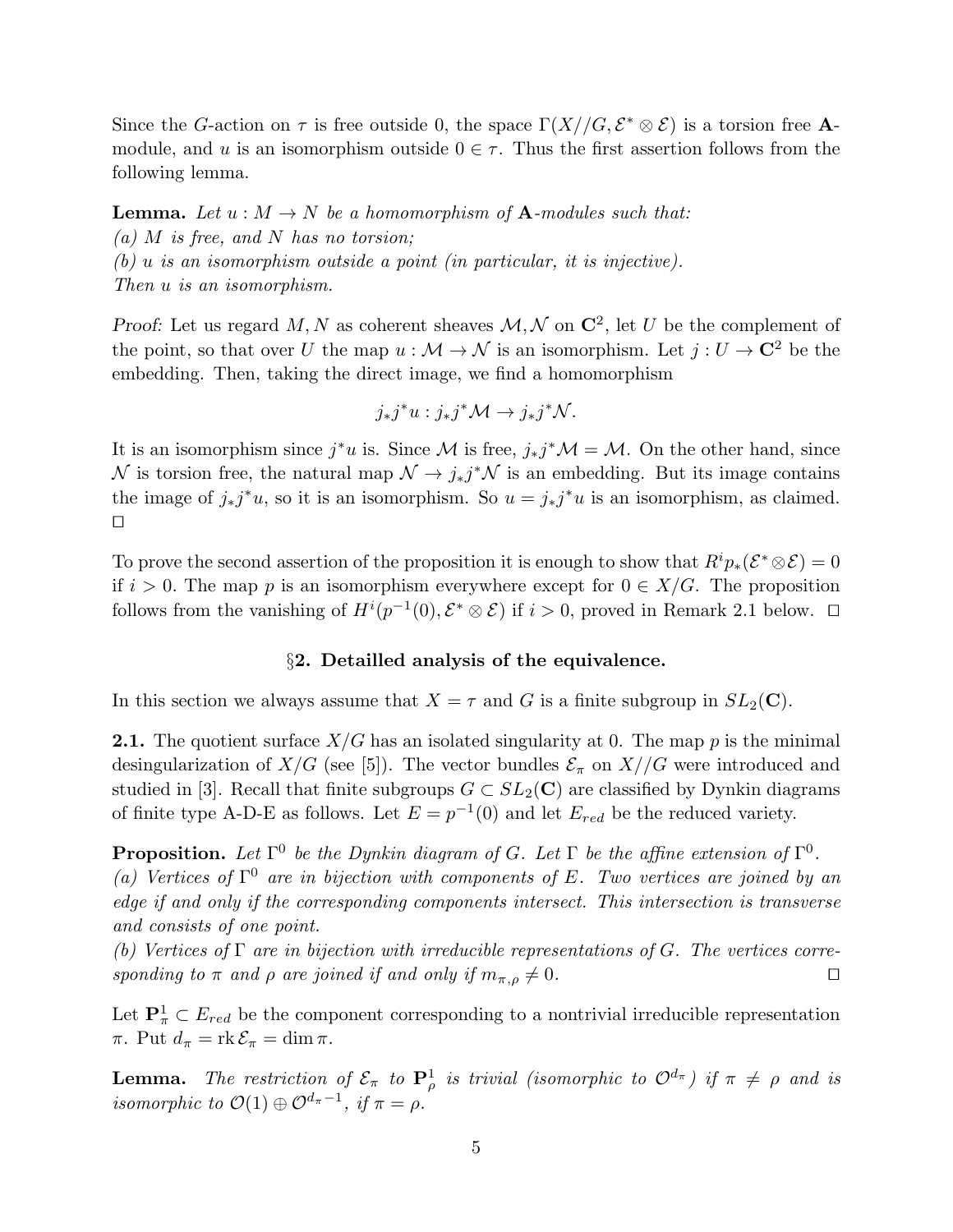Since the $G$-action on $\tau$ is free outside 0, the space $\Gamma(X//G, \mathcal{E}^* \otimes \mathcal{E})$ is a torsion free $\mathbf{A}$-module, and $u$ is an isomorphism outside $0 \in \tau$. Thus the first assertion follows from the following lemma.

**Lemma.** *Let $u : M \to N$ be a homomorphism of $\mathbf{A}$-modules such that:*
*(a) $M$ is free, and $N$ has no torsion;*
*(b) $u$ is an isomorphism outside a point (in particular, it is injective).*
*Then $u$ is an isomorphism.*

*Proof:* Let us regard $M, N$ as coherent sheaves $\mathcal{M}, \mathcal{N}$ on $\mathbf{C}^2$, let $U$ be the complement of the point, so that over $U$ the map $u : \mathcal{M} \to \mathcal{N}$ is an isomorphism. Let $j : U \to \mathbf{C}^2$ be the embedding. Then, taking the direct image, we find a homomorphism

$$j_* j^* u : j_* j^* \mathcal{M} \to j_* j^* \mathcal{N}.$$

It is an isomorphism since $j^* u$ is. Since $\mathcal{M}$ is free, $j_* j^* \mathcal{M} = \mathcal{M}$. On the other hand, since $\mathcal{N}$ is torsion free, the natural map $\mathcal{N} \to j_* j^* \mathcal{N}$ is an embedding. But its image contains the image of $j_* j^* u$, so it is an isomorphism. So $u = j_* j^* u$ is an isomorphism, as claimed. □

To prove the second assertion of the proposition it is enough to show that $R^i p_*(\mathcal{E}^* \otimes \mathcal{E}) = 0$ if $i > 0$. The map $p$ is an isomorphism everywhere except for $0 \in X/G$. The proposition follows from the vanishing of $H^i(p^{-1}(0), \mathcal{E}^* \otimes \mathcal{E})$ if $i > 0$, proved in Remark 2.1 below. □

## §2. Detailled analysis of the equivalence.

In this section we always assume that $X = \tau$ and $G$ is a finite subgroup in $SL_2(\mathbf{C})$.

**2.1.** The quotient surface $X/G$ has an isolated singularity at 0. The map $p$ is the minimal desingularization of $X/G$ (see [5]). The vector bundles $\mathcal{E}_\pi$ on $X//G$ were introduced and studied in [3]. Recall that finite subgroups $G \subset SL_2(\mathbf{C})$ are classified by Dynkin diagrams of finite type A-D-E as follows. Let $E = p^{-1}(0)$ and let $E_{red}$ be the reduced variety.

**Proposition.** *Let $\Gamma^0$ be the Dynkin diagram of $G$. Let $\Gamma$ be the affine extension of $\Gamma^0$.*
*(a) Vertices of $\Gamma^0$ are in bijection with components of $E$. Two vertices are joined by an edge if and only if the corresponding components intersect. This intersection is transverse and consists of one point.*
*(b) Vertices of $\Gamma$ are in bijection with irreducible representations of $G$. The vertices corresponding to $\pi$ and $\rho$ are joined if and only if $m_{\pi,\rho} \neq 0$.* □

Let $\mathbf{P}^1_\pi \subset E_{red}$ be the component corresponding to a nontrivial irreducible representation $\pi$. Put $d_\pi = \operatorname{rk} \mathcal{E}_\pi = \dim \pi$.

**Lemma.** *The restriction of $\mathcal{E}_\pi$ to $\mathbf{P}^1_\rho$ is trivial (isomorphic to $\mathcal{O}^{d_\pi}$) if $\pi \neq \rho$ and is isomorphic to $\mathcal{O}(1) \oplus \mathcal{O}^{d_\pi - 1}$, if $\pi = \rho$.*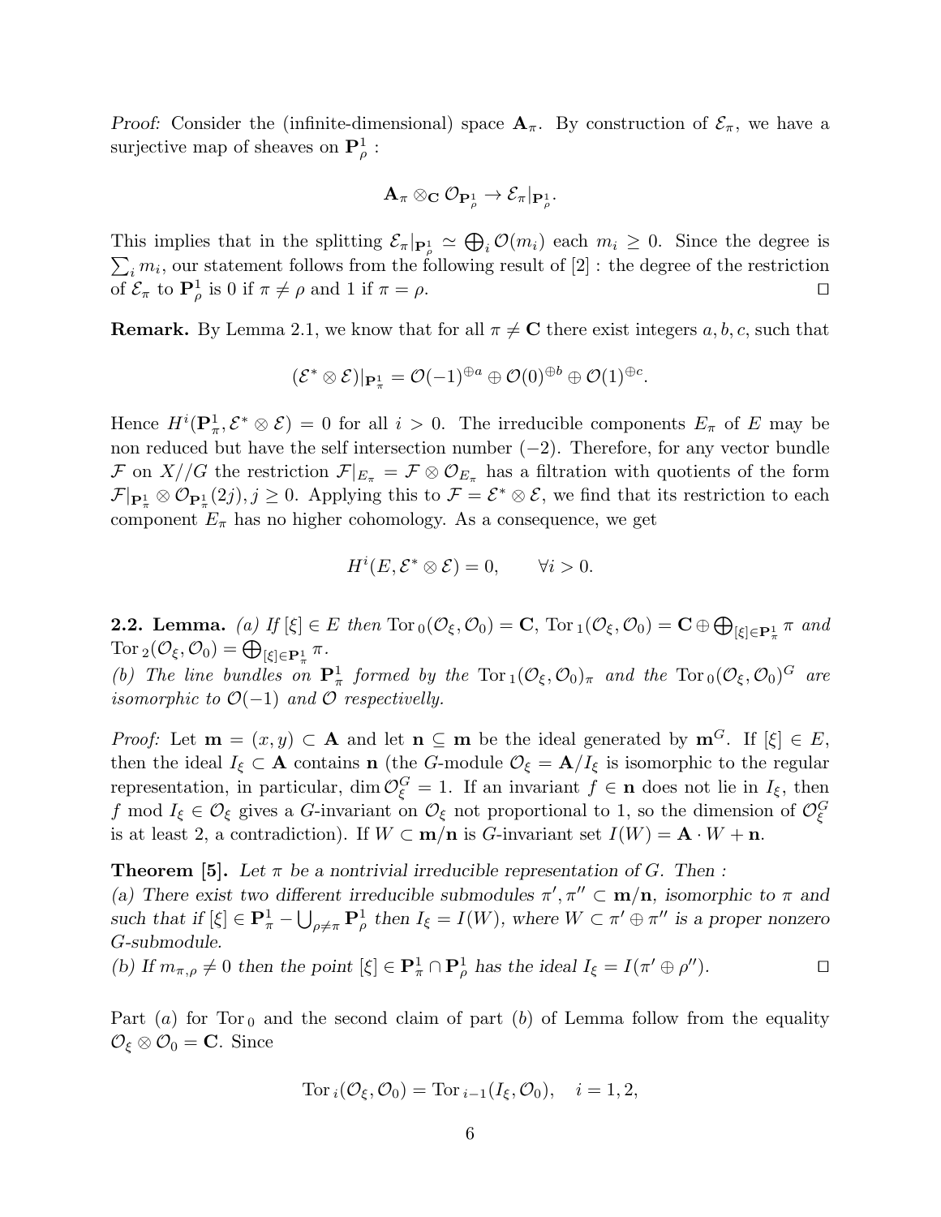*Proof:* Consider the (infinite-dimensional) space $\mathbf{A}_\pi$. By construction of $\mathcal{E}_\pi$, we have a surjective map of sheaves on $\mathbf{P}^1_\rho$ :

$$\mathbf{A}_\pi \otimes_{\mathbf{C}} \mathcal{O}_{\mathbf{P}^1_\rho} \to \mathcal{E}_\pi|_{\mathbf{P}^1_\rho}.$$

This implies that in the splitting $\mathcal{E}_\pi|_{\mathbf{P}^1_\rho} \simeq \bigoplus_i \mathcal{O}(m_i)$ each $m_i \geq 0$. Since the degree is $\sum_i m_i$, our statement follows from the following result of [2] : the degree of the restriction of $\mathcal{E}_\pi$ to $\mathbf{P}^1_\rho$ is 0 if $\pi \neq \rho$ and 1 if $\pi = \rho$. $\square$

**Remark.** By Lemma 2.1, we know that for all $\pi \neq \mathbf{C}$ there exist integers $a, b, c$, such that

$$(\mathcal{E}^* \otimes \mathcal{E})|_{\mathbf{P}^1_\pi} = \mathcal{O}(-1)^{\oplus a} \oplus \mathcal{O}(0)^{\oplus b} \oplus \mathcal{O}(1)^{\oplus c}.$$

Hence $H^i(\mathbf{P}^1_\pi, \mathcal{E}^* \otimes \mathcal{E}) = 0$ for all $i > 0$. The irreducible components $E_\pi$ of $E$ may be non reduced but have the self intersection number $(-2)$. Therefore, for any vector bundle $\mathcal{F}$ on $X//G$ the restriction $\mathcal{F}|_{E_\pi} = \mathcal{F} \otimes \mathcal{O}_{E_\pi}$ has a filtration with quotients of the form $\mathcal{F}|_{\mathbf{P}^1_\pi} \otimes \mathcal{O}_{\mathbf{P}^1_\pi}(2j), j \geq 0$. Applying this to $\mathcal{F} = \mathcal{E}^* \otimes \mathcal{E}$, we find that its restriction to each component $E_\pi$ has no higher cohomology. As a consequence, we get

$$H^i(E, \mathcal{E}^* \otimes \mathcal{E}) = 0, \qquad \forall i > 0.$$

**2.2. Lemma.** *(a) If $[\xi] \in E$ then $\mathrm{Tor}_0(\mathcal{O}_\xi, \mathcal{O}_0) = \mathbf{C}$, $\mathrm{Tor}_1(\mathcal{O}_\xi, \mathcal{O}_0) = \mathbf{C} \oplus \bigoplus_{[\xi] \in \mathbf{P}^1_\pi} \pi$ and $\mathrm{Tor}_2(\mathcal{O}_\xi, \mathcal{O}_0) = \bigoplus_{[\xi] \in \mathbf{P}^1_\pi} \pi$.*
*(b) The line bundles on $\mathbf{P}^1_\pi$ formed by the $\mathrm{Tor}_1(\mathcal{O}_\xi, \mathcal{O}_0)_\pi$ and the $\mathrm{Tor}_0(\mathcal{O}_\xi, \mathcal{O}_0)^G$ are isomorphic to $\mathcal{O}(-1)$ and $\mathcal{O}$ respectivelly.*

*Proof:* Let $\mathbf{m} = (x, y) \subset \mathbf{A}$ and let $\mathbf{n} \subseteq \mathbf{m}$ be the ideal generated by $\mathbf{m}^G$. If $[\xi] \in E$, then the ideal $I_\xi \subset \mathbf{A}$ contains $\mathbf{n}$ (the $G$-module $\mathcal{O}_\xi = \mathbf{A}/I_\xi$ is isomorphic to the regular representation, in particular, $\dim \mathcal{O}_\xi^G = 1$. If an invariant $f \in \mathbf{n}$ does not lie in $I_\xi$, then $f$ mod $I_\xi \in \mathcal{O}_\xi$ gives a $G$-invariant on $\mathcal{O}_\xi$ not proportional to 1, so the dimension of $\mathcal{O}_\xi^G$ is at least 2, a contradiction). If $W \subset \mathbf{m}/\mathbf{n}$ is $G$-invariant set $I(W) = \mathbf{A} \cdot W + \mathbf{n}$.

**Theorem [5].** *Let $\pi$ be a nontrivial irreducible representation of $G$. Then :*
*(a) There exist two different irreducible submodules $\pi', \pi'' \subset \mathbf{m}/\mathbf{n}$, isomorphic to $\pi$ and such that if $[\xi] \in \mathbf{P}^1_\pi - \bigcup_{\rho \neq \pi} \mathbf{P}^1_\rho$ then $I_\xi = I(W)$, where $W \subset \pi' \oplus \pi''$ is a proper nonzero $G$-submodule.*
*(b) If $m_{\pi,\rho} \neq 0$ then the point $[\xi] \in \mathbf{P}^1_\pi \cap \mathbf{P}^1_\rho$ has the ideal $I_\xi = I(\pi' \oplus \rho'')$.* $\square$

Part $(a)$ for $\mathrm{Tor}_0$ and the second claim of part $(b)$ of Lemma follow from the equality $\mathcal{O}_\xi \otimes \mathcal{O}_0 = \mathbf{C}$. Since

$$\mathrm{Tor}_i(\mathcal{O}_\xi, \mathcal{O}_0) = \mathrm{Tor}_{i-1}(I_\xi, \mathcal{O}_0), \quad i = 1, 2,$$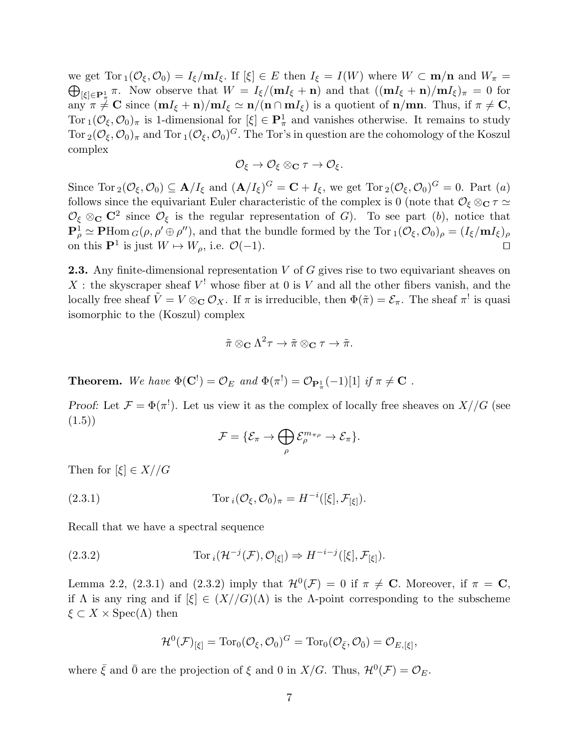we get $\mathrm{Tor}_1(\mathcal{O}_\xi, \mathcal{O}_0) = I_\xi/\mathbf{m}I_\xi$. If $[\xi] \in E$ then $I_\xi = I(W)$ where $W \subset \mathbf{m}/\mathbf{n}$ and $W_\pi = \bigoplus_{[\xi]\in \mathbf{P}^1_\pi} \pi$. Now observe that $W = I_\xi/(\mathbf{m}I_\xi + \mathbf{n})$ and that $((\mathbf{m}I_\xi + \mathbf{n})/\mathbf{m}I_\xi)_\pi = 0$ for any $\pi \neq \mathbf{C}$ since $(\mathbf{m}I_\xi + \mathbf{n})/\mathbf{m}I_\xi \simeq \mathbf{n}/(\mathbf{n} \cap \mathbf{m}I_\xi)$ is a quotient of $\mathbf{n}/\mathbf{mn}$. Thus, if $\pi \neq \mathbf{C}$, $\mathrm{Tor}_1(\mathcal{O}_\xi, \mathcal{O}_0)_\pi$ is 1-dimensional for $[\xi] \in \mathbf{P}^1_\pi$ and vanishes otherwise. It remains to study $\mathrm{Tor}_2(\mathcal{O}_\xi, \mathcal{O}_0)_\pi$ and $\mathrm{Tor}_1(\mathcal{O}_\xi, \mathcal{O}_0)^G$. The Tor's in question are the cohomology of the Koszul complex

$$\mathcal{O}_\xi \to \mathcal{O}_\xi \otimes_{\mathbf{C}} \tau \to \mathcal{O}_\xi.$$

Since $\mathrm{Tor}_2(\mathcal{O}_\xi, \mathcal{O}_0) \subseteq \mathbf{A}/I_\xi$ and $(\mathbf{A}/I_\xi)^G = \mathbf{C} + I_\xi$, we get $\mathrm{Tor}_2(\mathcal{O}_\xi, \mathcal{O}_0)^G = 0$. Part $(a)$ follows since the equivariant Euler characteristic of the complex is 0 (note that $\mathcal{O}_\xi \otimes_{\mathbf{C}} \tau \simeq \mathcal{O}_\xi \otimes_{\mathbf{C}} \mathbf{C}^2$ since $\mathcal{O}_\xi$ is the regular representation of $G$). To see part $(b)$, notice that $\mathbf{P}^1_\rho \simeq \mathbf{P}\mathrm{Hom}_G(\rho, \rho' \oplus \rho'')$, and that the bundle formed by the $\mathrm{Tor}_1(\mathcal{O}_\xi, \mathcal{O}_0)_\rho = (I_\xi/\mathbf{m}I_\xi)_\rho$ on this $\mathbf{P}^1$ is just $W \mapsto W_\rho$, i.e. $\mathcal{O}(-1)$. $\square$

**2.3.** Any finite-dimensional representation $V$ of $G$ gives rise to two equivariant sheaves on $X$ : the skyscraper sheaf $V^!$ whose fiber at 0 is $V$ and all the other fibers vanish, and the locally free sheaf $\tilde{V} = V \otimes_{\mathbf{C}} \mathcal{O}_X$. If $\pi$ is irreducible, then $\Phi(\tilde{\pi}) = \mathcal{E}_\pi$. The sheaf $\pi^!$ is quasi isomorphic to the (Koszul) complex

$$\tilde{\pi} \otimes_{\mathbf{C}} \Lambda^2\tau \to \tilde{\pi} \otimes_{\mathbf{C}} \tau \to \tilde{\pi}.$$

**Theorem.** *We have $\Phi(\mathbf{C}^!) = \mathcal{O}_E$ and $\Phi(\pi^!) = \mathcal{O}_{\mathbf{P}^1_\pi}(-1)[1]$ if $\pi \neq \mathbf{C}$ .*

*Proof:* Let $\mathcal{F} = \Phi(\pi^!)$. Let us view it as the complex of locally free sheaves on $X//G$ (see (1.5))

$$\mathcal{F} = \{\mathcal{E}_\pi \to \bigoplus_\rho \mathcal{E}_\rho^{m_{\pi\rho}} \to \mathcal{E}_\pi\}.$$

Then for $[\xi] \in X//G$

$$\mathrm{Tor}_i(\mathcal{O}_\xi, \mathcal{O}_0)_\pi = H^{-i}([\xi], \mathcal{F}_{[\xi]}). \tag{2.3.1}$$

Recall that we have a spectral sequence

$$\mathrm{Tor}_i(\mathcal{H}^{-j}(\mathcal{F}), \mathcal{O}_{[\xi]}) \Rightarrow H^{-i-j}([\xi], \mathcal{F}_{[\xi]}). \tag{2.3.2}$$

Lemma 2.2, (2.3.1) and (2.3.2) imply that $\mathcal{H}^0(\mathcal{F}) = 0$ if $\pi \neq \mathbf{C}$. Moreover, if $\pi = \mathbf{C}$, if $\Lambda$ is any ring and if $[\xi] \in (X//G)(\Lambda)$ is the $\Lambda$-point corresponding to the subscheme $\xi \subset X \times \mathrm{Spec}(\Lambda)$ then

$$\mathcal{H}^0(\mathcal{F})_{[\xi]} = \mathrm{Tor}_0(\mathcal{O}_\xi, \mathcal{O}_0)^G = \mathrm{Tor}_0(\mathcal{O}_{\bar{\xi}}, \mathcal{O}_{\bar{0}}) = \mathcal{O}_{E,[\xi]},$$

where $\bar{\xi}$ and $\bar{0}$ are the projection of $\xi$ and 0 in $X/G$. Thus, $\mathcal{H}^0(\mathcal{F}) = \mathcal{O}_E$.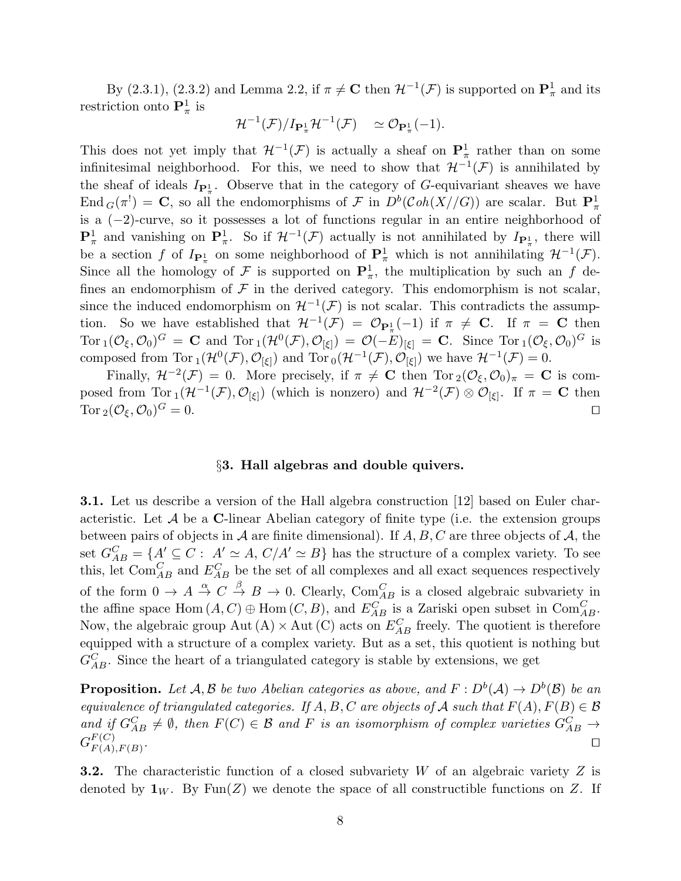By (2.3.1), (2.3.2) and Lemma 2.2, if $\pi \neq \mathbf{C}$ then $\mathcal{H}^{-1}(\mathcal{F})$ is supported on $\mathbf{P}^1_\pi$ and its restriction onto $\mathbf{P}^1_\pi$ is

$$\mathcal{H}^{-1}(\mathcal{F})/I_{\mathbf{P}^1_\pi}\mathcal{H}^{-1}(\mathcal{F}) \quad \simeq \mathcal{O}_{\mathbf{P}^1_\pi}(-1).$$

This does not yet imply that $\mathcal{H}^{-1}(\mathcal{F})$ is actually a sheaf on $\mathbf{P}^1_\pi$ rather than on some infinitesimal neighborhood. For this, we need to show that $\mathcal{H}^{-1}(\mathcal{F})$ is annihilated by the sheaf of ideals $I_{\mathbf{P}^1_\pi}$. Observe that in the category of $G$-equivariant sheaves we have $\mathrm{End}_G(\pi^!) = \mathbf{C}$, so all the endomorphisms of $\mathcal{F}$ in $D^b(\mathcal{C}oh(X//G))$ are scalar. But $\mathbf{P}^1_\pi$ is a $(-2)$-curve, so it possesses a lot of functions regular in an entire neighborhood of $\mathbf{P}^1_\pi$ and vanishing on $\mathbf{P}^1_\pi$. So if $\mathcal{H}^{-1}(\mathcal{F})$ actually is not annihilated by $I_{\mathbf{P}^1_\pi}$, there will be a section $f$ of $I_{\mathbf{P}^1_\pi}$ on some neighborhood of $\mathbf{P}^1_\pi$ which is not annihilating $\mathcal{H}^{-1}(\mathcal{F})$. Since all the homology of $\mathcal{F}$ is supported on $\mathbf{P}^1_\pi$, the multiplication by such an $f$ defines an endomorphism of $\mathcal{F}$ in the derived category. This endomorphism is not scalar, since the induced endomorphism on $\mathcal{H}^{-1}(\mathcal{F})$ is not scalar. This contradicts the assumption. So we have established that $\mathcal{H}^{-1}(\mathcal{F}) = \mathcal{O}_{\mathbf{P}^1_\pi}(-1)$ if $\pi \neq \mathbf{C}$. If $\pi = \mathbf{C}$ then $\mathrm{Tor}_1(\mathcal{O}_\xi, \mathcal{O}_0)^G = \mathbf{C}$ and $\mathrm{Tor}_1(\mathcal{H}^0(\mathcal{F}), \mathcal{O}_{[\xi]}) = \mathcal{O}(-E)_{[\xi]} = \mathbf{C}$. Since $\mathrm{Tor}_1(\mathcal{O}_\xi, \mathcal{O}_0)^G$ is composed from $\mathrm{Tor}_1(\mathcal{H}^0(\mathcal{F}), \mathcal{O}_{[\xi]})$ and $\mathrm{Tor}_0(\mathcal{H}^{-1}(\mathcal{F}), \mathcal{O}_{[\xi]})$ we have $\mathcal{H}^{-1}(\mathcal{F}) = 0$.

Finally, $\mathcal{H}^{-2}(\mathcal{F}) = 0$. More precisely, if $\pi \neq \mathbf{C}$ then $\mathrm{Tor}_2(\mathcal{O}_\xi, \mathcal{O}_0)_\pi = \mathbf{C}$ is composed from $\mathrm{Tor}_1(\mathcal{H}^{-1}(\mathcal{F}), \mathcal{O}_{[\xi]})$ (which is nonzero) and $\mathcal{H}^{-2}(\mathcal{F}) \otimes \mathcal{O}_{[\xi]}$. If $\pi = \mathbf{C}$ then $\mathrm{Tor}_2(\mathcal{O}_\xi, \mathcal{O}_0)^G = 0$. □

## §3. Hall algebras and double quivers.

**3.1.** Let us describe a version of the Hall algebra construction [12] based on Euler characteristic. Let $\mathcal{A}$ be a $\mathbf{C}$-linear Abelian category of finite type (i.e. the extension groups between pairs of objects in $\mathcal{A}$ are finite dimensional). If $A, B, C$ are three objects of $\mathcal{A}$, the set $G^C_{AB} = \{A' \subseteq C :\ A' \simeq A,\ C/A' \simeq B\}$ has the structure of a complex variety. To see this, let $\mathrm{Com}^C_{AB}$ and $E^C_{AB}$ be the set of all complexes and all exact sequences respectively of the form $0 \to A \xrightarrow{\alpha} C \xrightarrow{\beta} B \to 0$. Clearly, $\mathrm{Com}^C_{AB}$ is a closed algebraic subvariety in the affine space $\mathrm{Hom}\,(A, C) \oplus \mathrm{Hom}\,(C, B)$, and $E^C_{AB}$ is a Zariski open subset in $\mathrm{Com}^C_{AB}$. Now, the algebraic group $\mathrm{Aut}\,(\mathrm{A}) \times \mathrm{Aut}\,(\mathrm{C})$ acts on $E^C_{AB}$ freely. The quotient is therefore equipped with a structure of a complex variety. But as a set, this quotient is nothing but $G^C_{AB}$. Since the heart of a triangulated category is stable by extensions, we get

**Proposition.** *Let $\mathcal{A}, \mathcal{B}$ be two Abelian categories as above, and $F : D^b(\mathcal{A}) \to D^b(\mathcal{B})$ be an equivalence of triangulated categories. If $A, B, C$ are objects of $\mathcal{A}$ such that $F(A), F(B) \in \mathcal{B}$ and if $G^C_{AB} \neq \emptyset$, then $F(C) \in \mathcal{B}$ and $F$ is an isomorphism of complex varieties $G^C_{AB} \to G^{F(C)}_{F(A),F(B)}$.* □

**3.2.** The characteristic function of a closed subvariety $W$ of an algebraic variety $Z$ is denoted by $\mathbf{1}_W$. By $\mathrm{Fun}(Z)$ we denote the space of all constructible functions on $Z$. If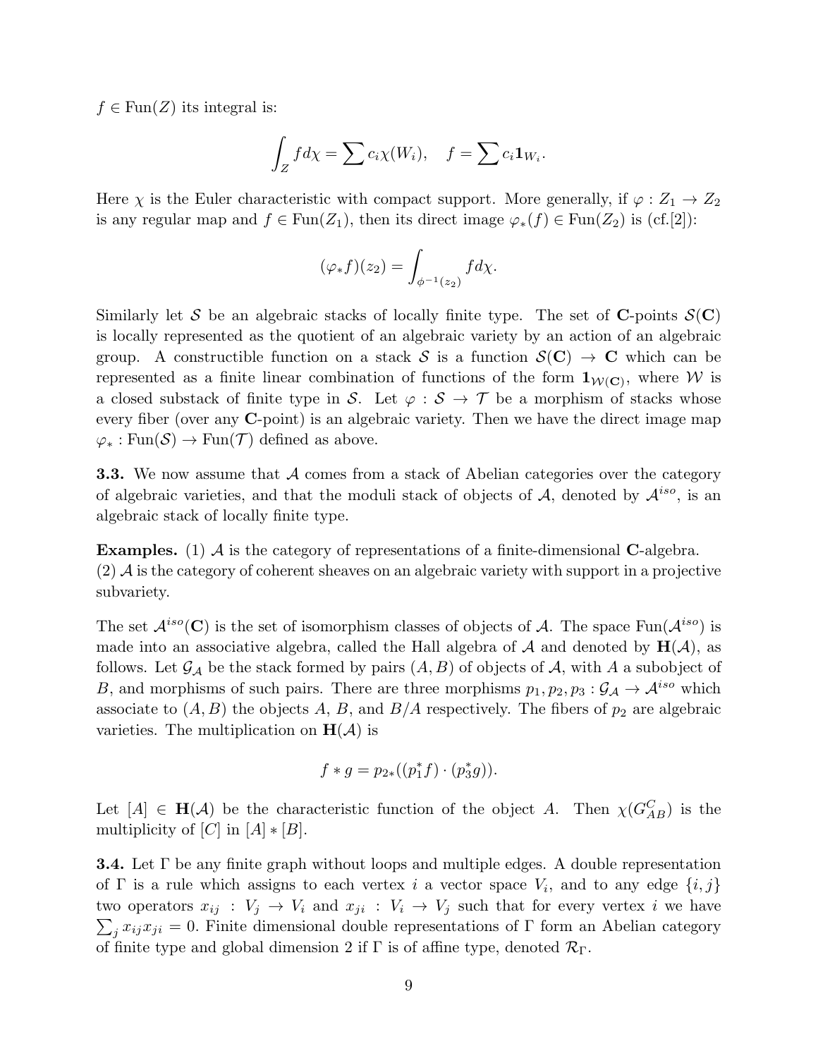$f \in \mathrm{Fun}(Z)$ its integral is:

$$\int_Z f d\chi = \sum c_i \chi(W_i), \quad f = \sum c_i \mathbf{1}_{W_i}.$$

Here $\chi$ is the Euler characteristic with compact support. More generally, if $\varphi : Z_1 \to Z_2$ is any regular map and $f \in \mathrm{Fun}(Z_1)$, then its direct image $\varphi_*(f) \in \mathrm{Fun}(Z_2)$ is (cf.[2]):

$$(\varphi_* f)(z_2) = \int_{\phi^{-1}(z_2)} f d\chi.$$

Similarly let $\mathcal{S}$ be an algebraic stacks of locally finite type. The set of $\mathbf{C}$-points $\mathcal{S}(\mathbf{C})$ is locally represented as the quotient of an algebraic variety by an action of an algebraic group. A constructible function on a stack $\mathcal{S}$ is a function $\mathcal{S}(\mathbf{C}) \to \mathbf{C}$ which can be represented as a finite linear combination of functions of the form $\mathbf{1}_{\mathcal{W}(\mathbf{C})}$, where $\mathcal{W}$ is a closed substack of finite type in $\mathcal{S}$. Let $\varphi : \mathcal{S} \to \mathcal{T}$ be a morphism of stacks whose every fiber (over any $\mathbf{C}$-point) is an algebraic variety. Then we have the direct image map $\varphi_* : \mathrm{Fun}(\mathcal{S}) \to \mathrm{Fun}(\mathcal{T})$ defined as above.

**3.3.** We now assume that $\mathcal{A}$ comes from a stack of Abelian categories over the category of algebraic varieties, and that the moduli stack of objects of $\mathcal{A}$, denoted by $\mathcal{A}^{iso}$, is an algebraic stack of locally finite type.

**Examples.** (1) $\mathcal{A}$ is the category of representations of a finite-dimensional $\mathbf{C}$-algebra.
(2) $\mathcal{A}$ is the category of coherent sheaves on an algebraic variety with support in a projective subvariety.

The set $\mathcal{A}^{iso}(\mathbf{C})$ is the set of isomorphism classes of objects of $\mathcal{A}$. The space $\mathrm{Fun}(\mathcal{A}^{iso})$ is made into an associative algebra, called the Hall algebra of $\mathcal{A}$ and denoted by $\mathbf{H}(\mathcal{A})$, as follows. Let $\mathcal{G}_{\mathcal{A}}$ be the stack formed by pairs $(A, B)$ of objects of $\mathcal{A}$, with $A$ a subobject of $B$, and morphisms of such pairs. There are three morphisms $p_1, p_2, p_3 : \mathcal{G}_{\mathcal{A}} \to \mathcal{A}^{iso}$ which associate to $(A, B)$ the objects $A$, $B$, and $B/A$ respectively. The fibers of $p_2$ are algebraic varieties. The multiplication on $\mathbf{H}(\mathcal{A})$ is

$$f * g = p_{2*}((p_1^* f) \cdot (p_3^* g)).$$

Let $[A] \in \mathbf{H}(\mathcal{A})$ be the characteristic function of the object $A$. Then $\chi(G^C_{AB})$ is the multiplicity of $[C]$ in $[A] * [B]$.

**3.4.** Let $\Gamma$ be any finite graph without loops and multiple edges. A double representation of $\Gamma$ is a rule which assigns to each vertex $i$ a vector space $V_i$, and to any edge $\{i, j\}$ two operators $x_{ij} : V_j \to V_i$ and $x_{ji} : V_i \to V_j$ such that for every vertex $i$ we have $\sum_j x_{ij} x_{ji} = 0$. Finite dimensional double representations of $\Gamma$ form an Abelian category of finite type and global dimension 2 if $\Gamma$ is of affine type, denoted $\mathcal{R}_\Gamma$.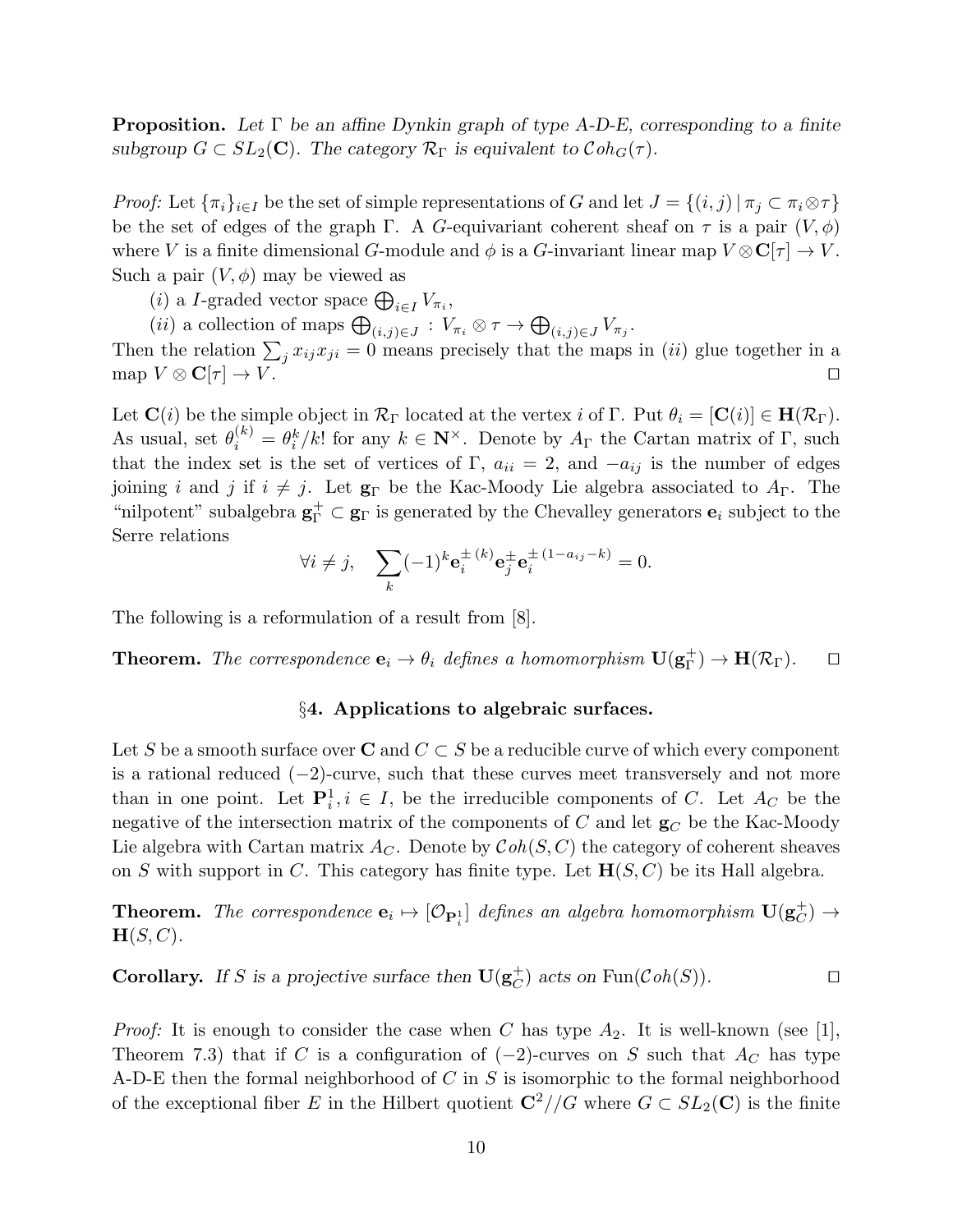**Proposition.** *Let $\Gamma$ be an affine Dynkin graph of type A-D-E, corresponding to a finite subgroup $G \subset SL_2(\mathbf{C})$. The category $\mathcal{R}_\Gamma$ is equivalent to $\mathcal{C}oh_G(\tau)$.*

*Proof:* Let $\{\pi_i\}_{i \in I}$ be the set of simple representations of $G$ and let $J = \{(i,j) \,|\, \pi_j \subset \pi_i \otimes \tau\}$ be the set of edges of the graph $\Gamma$. A $G$-equivariant coherent sheaf on $\tau$ is a pair $(V, \phi)$ where $V$ is a finite dimensional $G$-module and $\phi$ is a $G$-invariant linear map $V \otimes \mathbf{C}[\tau] \to V$. Such a pair $(V, \phi)$ may be viewed as

(*i*) a $I$-graded vector space $\bigoplus_{i \in I} V_{\pi_i}$,

(*ii*) a collection of maps $\bigoplus_{(i,j) \in J} : V_{\pi_i} \otimes \tau \to \bigoplus_{(i,j) \in J} V_{\pi_j}$.

Then the relation $\sum_j x_{ij} x_{ji} = 0$ means precisely that the maps in (*ii*) glue together in a map $V \otimes \mathbf{C}[\tau] \to V$. $\square$

Let $\mathbf{C}(i)$ be the simple object in $\mathcal{R}_\Gamma$ located at the vertex $i$ of $\Gamma$. Put $\theta_i = [\mathbf{C}(i)] \in \mathbf{H}(\mathcal{R}_\Gamma)$. As usual, set $\theta_i^{(k)} = \theta_i^k / k!$ for any $k \in \mathbf{N}^\times$. Denote by $A_\Gamma$ the Cartan matrix of $\Gamma$, such that the index set is the set of vertices of $\Gamma$, $a_{ii} = 2$, and $-a_{ij}$ is the number of edges joining $i$ and $j$ if $i \neq j$. Let $\mathbf{g}_\Gamma$ be the Kac-Moody Lie algebra associated to $A_\Gamma$. The "nilpotent" subalgebra $\mathbf{g}_\Gamma^+ \subset \mathbf{g}_\Gamma$ is generated by the Chevalley generators $\mathbf{e}_i$ subject to the Serre relations

$$\forall i \neq j, \quad \sum_k (-1)^k \mathbf{e}_i^{\pm\,(k)} \mathbf{e}_j^{\pm} \mathbf{e}_i^{\pm\,(1-a_{ij}-k)} = 0.$$

The following is a reformulation of a result from [8].

**Theorem.** *The correspondence $\mathbf{e}_i \to \theta_i$ defines a homomorphism $\mathbf{U}(\mathbf{g}_\Gamma^+) \to \mathbf{H}(\mathcal{R}_\Gamma)$.* $\square$

## §4. Applications to algebraic surfaces.

Let $S$ be a smooth surface over $\mathbf{C}$ and $C \subset S$ be a reducible curve of which every component is a rational reduced $(-2)$-curve, such that these curves meet transversely and not more than in one point. Let $\mathbf{P}_i^1, i \in I$, be the irreducible components of $C$. Let $A_C$ be the negative of the intersection matrix of the components of $C$ and let $\mathbf{g}_C$ be the Kac-Moody Lie algebra with Cartan matrix $A_C$. Denote by $\mathcal{C}oh(S, C)$ the category of coherent sheaves on $S$ with support in $C$. This category has finite type. Let $\mathbf{H}(S, C)$ be its Hall algebra.

**Theorem.** *The correspondence $\mathbf{e}_i \mapsto [\mathcal{O}_{\mathbf{P}_i^1}]$ defines an algebra homomorphism $\mathbf{U}(\mathbf{g}_C^+) \to \mathbf{H}(S, C)$.*

**Corollary.** *If $S$ is a projective surface then $\mathbf{U}(\mathbf{g}_C^+)$ acts on* $\mathrm{Fun}(\mathcal{C}oh(S))$. $\square$

*Proof:* It is enough to consider the case when $C$ has type $A_2$. It is well-known (see [1], Theorem 7.3) that if $C$ is a configuration of $(-2)$-curves on $S$ such that $A_C$ has type A-D-E then the formal neighborhood of $C$ in $S$ is isomorphic to the formal neighborhood of the exceptional fiber $E$ in the Hilbert quotient $\mathbf{C}^2//G$ where $G \subset SL_2(\mathbf{C})$ is the finite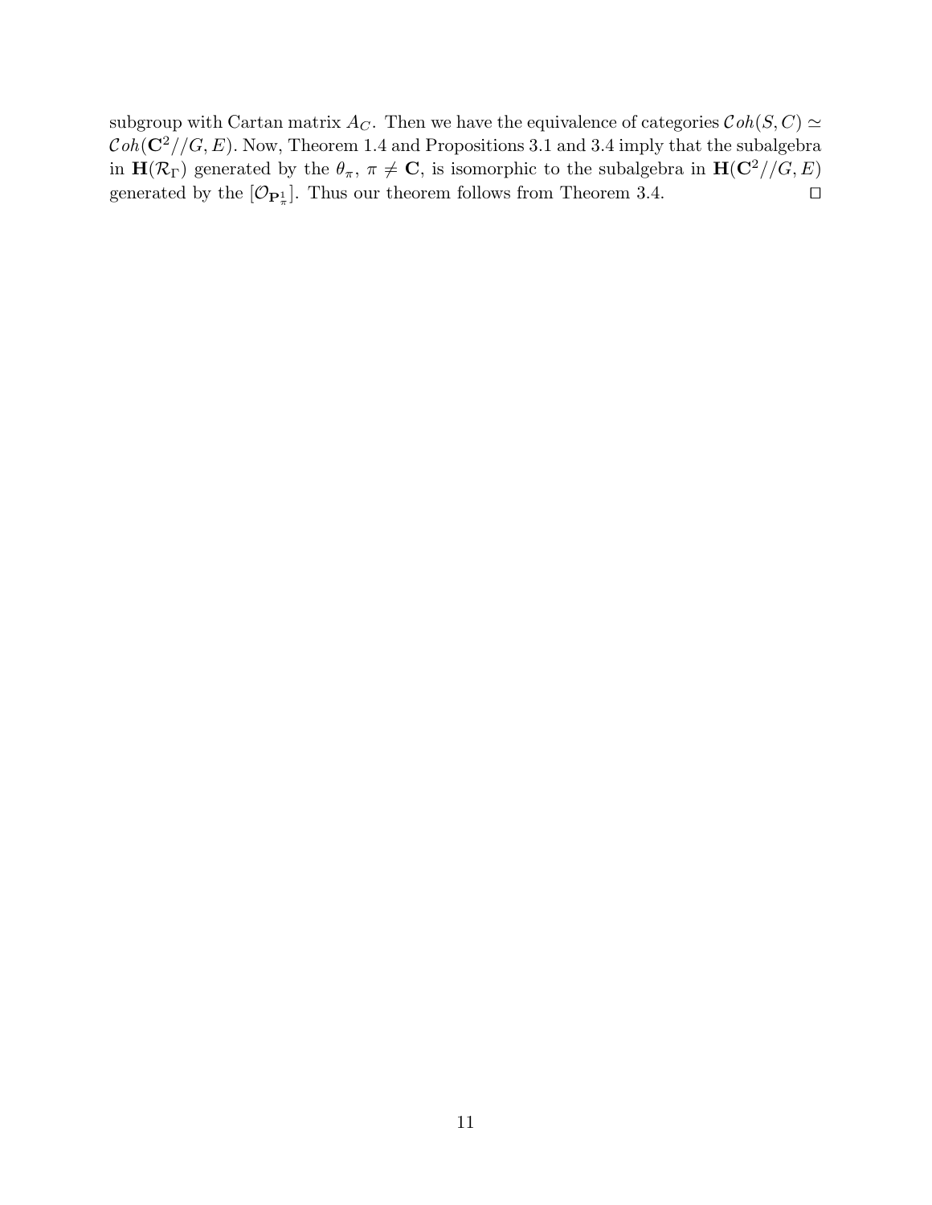subgroup with Cartan matrix $A_C$. Then we have the equivalence of categories $\mathcal{C}oh(S, C) \simeq \mathcal{C}oh(\mathbf{C}^2//G, E)$. Now, Theorem 1.4 and Propositions 3.1 and 3.4 imply that the subalgebra in $\mathbf{H}(\mathcal{R}_\Gamma)$ generated by the $\theta_\pi$, $\pi \neq \mathbf{C}$, is isomorphic to the subalgebra in $\mathbf{H}(\mathbf{C}^2//G, E)$ generated by the $[\mathcal{O}_{\mathbf{P}^1_\pi}]$. Thus our theorem follows from Theorem 3.4. $\square$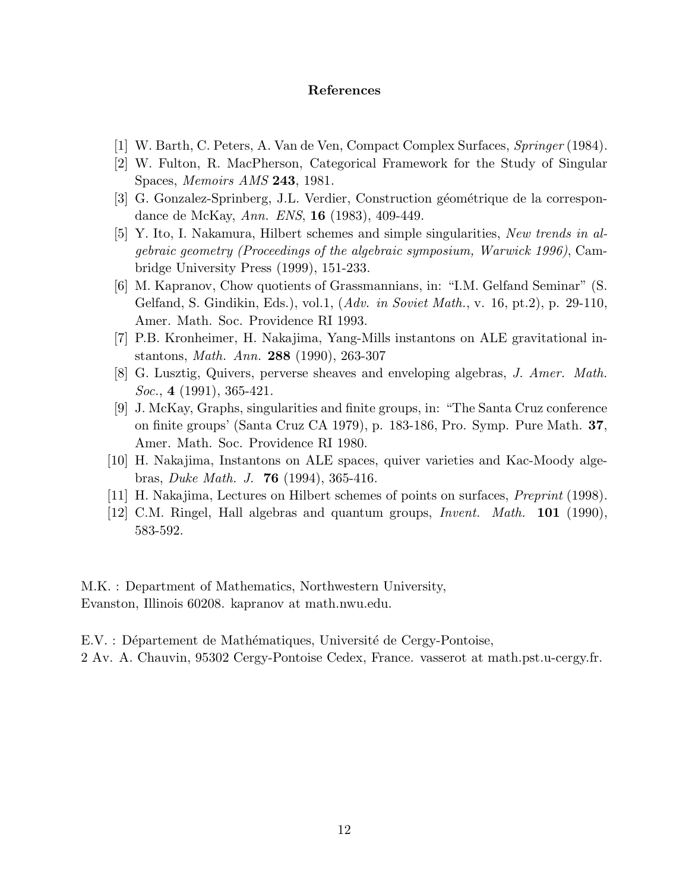## References

[1] W. Barth, C. Peters, A. Van de Ven, Compact Complex Surfaces, *Springer* (1984).

[2] W. Fulton, R. MacPherson, Categorical Framework for the Study of Singular Spaces, *Memoirs AMS* **243**, 1981.

[3] G. Gonzalez-Sprinberg, J.L. Verdier, Construction géométrique de la correspondance de McKay, *Ann. ENS*, **16** (1983), 409-449.

[5] Y. Ito, I. Nakamura, Hilbert schemes and simple singularities, *New trends in algebraic geometry (Proceedings of the algebraic symposium, Warwick 1996)*, Cambridge University Press (1999), 151-233.

[6] M. Kapranov, Chow quotients of Grassmannians, in: "I.M. Gelfand Seminar" (S. Gelfand, S. Gindikin, Eds.), vol.1, (*Adv. in Soviet Math.*, v. 16, pt.2), p. 29-110, Amer. Math. Soc. Providence RI 1993.

[7] P.B. Kronheimer, H. Nakajima, Yang-Mills instantons on ALE gravitational instantons, *Math. Ann.* **288** (1990), 263-307

[8] G. Lusztig, Quivers, perverse sheaves and enveloping algebras, *J. Amer. Math. Soc.*, **4** (1991), 365-421.

[9] J. McKay, Graphs, singularities and finite groups, in: "The Santa Cruz conference on finite groups' (Santa Cruz CA 1979), p. 183-186, Pro. Symp. Pure Math. **37**, Amer. Math. Soc. Providence RI 1980.

[10] H. Nakajima, Instantons on ALE spaces, quiver varieties and Kac-Moody algebras, *Duke Math. J.* **76** (1994), 365-416.

[11] H. Nakajima, Lectures on Hilbert schemes of points on surfaces, *Preprint* (1998).

[12] C.M. Ringel, Hall algebras and quantum groups, *Invent. Math.* **101** (1990), 583-592.

M.K. : Department of Mathematics, Northwestern University,
Evanston, Illinois 60208. kapranov at math.nwu.edu.

E.V. : Département de Mathématiques, Université de Cergy-Pontoise,
2 Av. A. Chauvin, 95302 Cergy-Pontoise Cedex, France. vasserot at math.pst.u-cergy.fr.